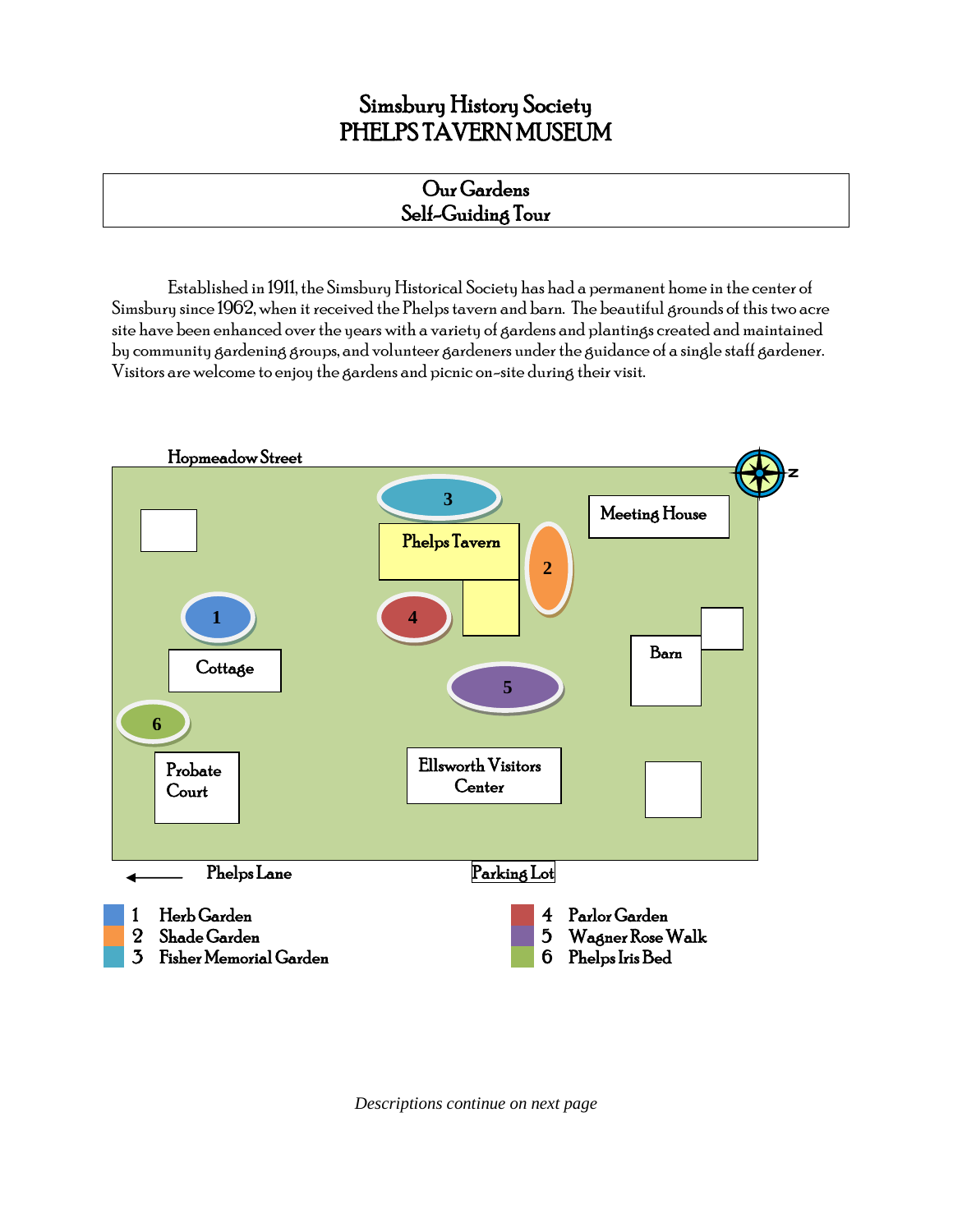# Simsbury History Society
# PHELPS TAVERN MUSEUM

## Our Gardens
## Self-Guiding Tour

Established in 1911, the Simsbury Historical Society has had a permanent home in the center of Simsbury since 1962, when it received the Phelps tavern and barn. The beautiful grounds of this two acre site have been enhanced over the years with a variety of gardens and plantings created and maintained by community gardening groups, and volunteer gardeners under the guidance of a single staff gardener. Visitors are welcome to enjoy the gardens and picnic on-site during their visit.

Hopmeadow Street

N

Meeting House

Phelps Tavern

Cottage

Barn

Probate Court

Ellsworth Visitors Center

Phelps Lane

Parking Lot

1 Herb Garden
2 Shade Garden
3 Fisher Memorial Garden
4 Parlor Garden
5 Wagner Rose Walk
6 Phelps Iris Bed

*Descriptions continue on next page*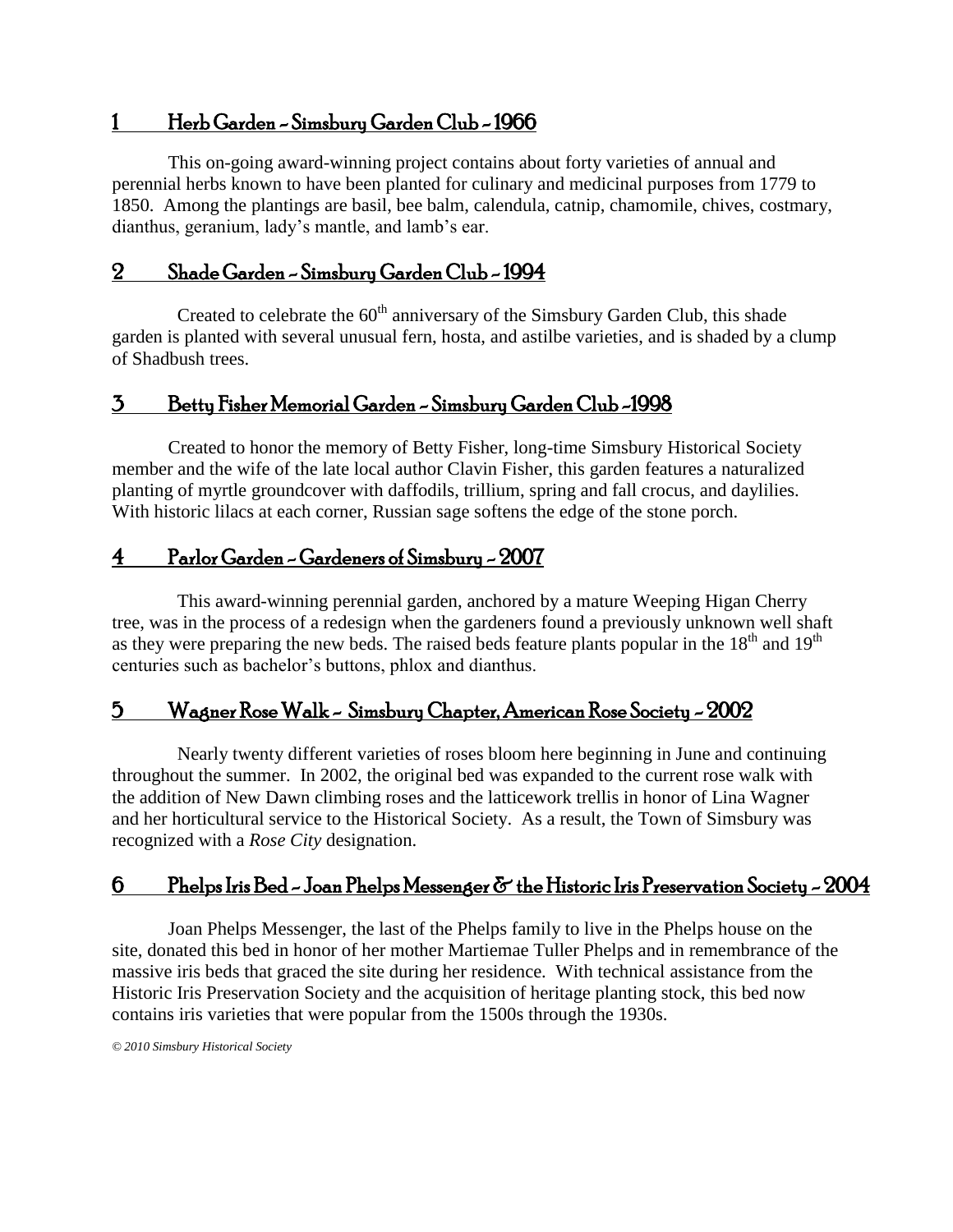## 1 Herb Garden ~ Simsbury Garden Club ~ 1966

This on-going award-winning project contains about forty varieties of annual and perennial herbs known to have been planted for culinary and medicinal purposes from 1779 to 1850. Among the plantings are basil, bee balm, calendula, catnip, chamomile, chives, costmary, dianthus, geranium, lady's mantle, and lamb's ear.

## 2 Shade Garden ~ Simsbury Garden Club ~ 1994

Created to celebrate the 60th anniversary of the Simsbury Garden Club, this shade garden is planted with several unusual fern, hosta, and astilbe varieties, and is shaded by a clump of Shadbush trees.

## 3 Betty Fisher Memorial Garden ~ Simsbury Garden Club ~1998

Created to honor the memory of Betty Fisher, long-time Simsbury Historical Society member and the wife of the late local author Clavin Fisher, this garden features a naturalized planting of myrtle groundcover with daffodils, trillium, spring and fall crocus, and daylilies. With historic lilacs at each corner, Russian sage softens the edge of the stone porch.

## 4 Parlor Garden ~ Gardeners of Simsbury ~ 2007

This award-winning perennial garden, anchored by a mature Weeping Higan Cherry tree, was in the process of a redesign when the gardeners found a previously unknown well shaft as they were preparing the new beds. The raised beds feature plants popular in the 18th and 19th centuries such as bachelor's buttons, phlox and dianthus.

## 5 Wagner Rose Walk ~ Simsbury Chapter, American Rose Society ~ 2002

Nearly twenty different varieties of roses bloom here beginning in June and continuing throughout the summer. In 2002, the original bed was expanded to the current rose walk with the addition of New Dawn climbing roses and the latticework trellis in honor of Lina Wagner and her horticultural service to the Historical Society. As a result, the Town of Simsbury was recognized with a *Rose City* designation.

## 6 Phelps Iris Bed ~ Joan Phelps Messenger & the Historic Iris Preservation Society ~ 2004

Joan Phelps Messenger, the last of the Phelps family to live in the Phelps house on the site, donated this bed in honor of her mother Martiemae Tuller Phelps and in remembrance of the massive iris beds that graced the site during her residence. With technical assistance from the Historic Iris Preservation Society and the acquisition of heritage planting stock, this bed now contains iris varieties that were popular from the 1500s through the 1930s.

*© 2010 Simsbury Historical Society*